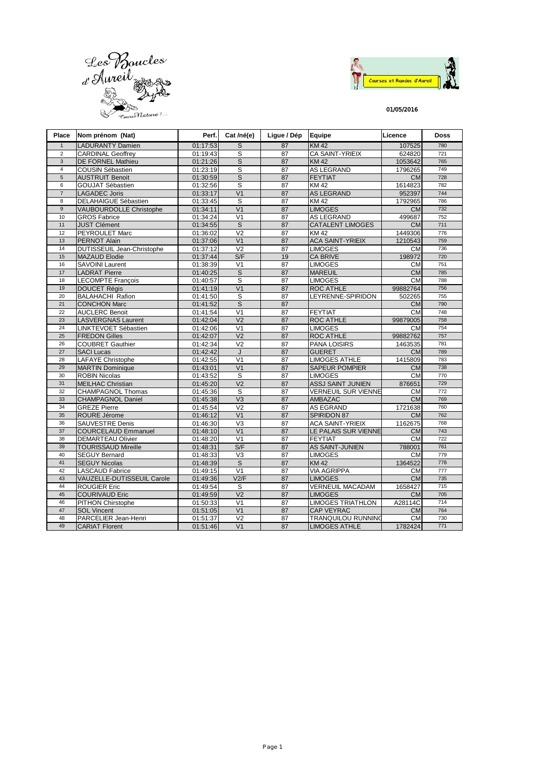01/05/2016

| Place | Nom prénom (Nat) | Perf. | Cat /né(e) | Ligue / Dép | Equipe | Licence | Doss |
|---|---|---|---|---|---|---|---|
| 1 | LADURANTY Damien | 01:17:53 | S | 87 | KM 42 | 107525 | 780 |
| 2 | CARDINAL Geoffrey | 01:19:43 | S | 87 | CA SAINT-YRIEIX | 624820 | 721 |
| 3 | DE FORNEL Mathieu | 01:21:26 | S | 87 | KM 42 | 1053642 | 765 |
| 4 | COUSIN Sébastien | 01:23:19 | S | 87 | AS LEGRAND | 1796265 | 749 |
| 5 | AUSTRUIT Benoit | 01:30:59 | S | 87 | FEYTIAT | CM | 728 |
| 6 | GOUJAT Sébastien | 01:32:56 | S | 87 | KM 42 | 1614823 | 782 |
| 7 | LAGADEC Joris | 01:33:17 | V1 | 87 | AS LEGRAND | 952397 | 744 |
| 8 | DELAHAIGUE Sébastien | 01:33:45 | S | 87 | KM 42 | 1792965 | 786 |
| 9 | VAUBOURDOLLE Christophe | 01:34:11 | V1 | 87 | LIMOGES | CM | 732 |
| 10 | GROS Fabrice | 01:34:24 | V1 | 87 | AS LEGRAND | 499687 | 752 |
| 11 | JUST Clément | 01:34:55 | S | 87 | CATALENT LIMOGES | CM | 711 |
| 12 | PEYROULET Marc | 01:36:02 | V2 | 87 | KM 42 | 1449306 | 776 |
| 13 | PERNOT Alain | 01:37:06 | V1 | 87 | ACA SAINT-YRIEIX | 1210543 | 759 |
| 14 | DUTISSEUIL Jean-Christophe | 01:37:12 | V2 | 87 | LIMOGES | CM | 736 |
| 15 | MAZAUD Elodie | 01:37:44 | S/F | 19 | CA BRIVE | 198972 | 720 |
| 16 | SAVOINI Laurent | 01:38:39 | V1 | 87 | LIMOGES | CM | 751 |
| 17 | LADRAT Pierre | 01:40:25 | S | 87 | MAREUIL | CM | 785 |
| 18 | LECOMPTE François | 01:40:57 | S | 87 | LIMOGES | CM | 788 |
| 19 | DOUCET Régis | 01:41:19 | V1 | 87 | ROC ATHLE | 99882764 | 756 |
| 20 | BALAHACHI Rafion | 01:41:50 | S | 87 | LEYRENNE-SPIRIDON | 502265 | 755 |
| 21 | CONCHON Marc | 01:41:52 | S | 87 | | CM | 790 |
| 22 | AUCLERC Benoit | 01:41:54 | V1 | 87 | FEYTIAT | CM | 748 |
| 23 | LASVERGNAS Laurent | 01:42:04 | V2 | 87 | ROC ATHLE | 99879005 | 758 |
| 24 | LINKTEVOET Sébastien | 01:42:06 | V1 | 87 | LIMOGES | CM | 754 |
| 25 | FREDON Gilles | 01:42:07 | V2 | 87 | ROC ATHLE | 99882762 | 757 |
| 26 | COUBRET Gauthier | 01:42:34 | V2 | 87 | PANA LOISIRS | 1463535 | 781 |
| 27 | SACI Lucas | 01:42:42 | J | 87 | GUERET | CM | 789 |
| 28 | LAFAYE Christophe | 01:42:55 | V1 | 87 | LIMOGES ATHLE | 1415809 | 783 |
| 29 | MARTIN Dominique | 01:43:01 | V1 | 87 | SAPEUR POMPIER | CM | 738 |
| 30 | ROBIN Nicolas | 01:43:52 | S | 87 | LIMOGES | CM | 770 |
| 31 | MEILHAC Christian | 01:45:20 | V2 | 87 | ASSJ SAINT JUNIEN | 876651 | 729 |
| 32 | CHAMPAGNOL Thomas | 01:45:36 | S | 87 | VERNEUIL SUR VIENNE | CM | 772 |
| 33 | CHAMPAGNOL Daniel | 01:45:38 | V3 | 87 | AMBAZAC | CM | 769 |
| 34 | GREZE Pierre | 01:45:54 | V2 | 87 | AS EGRAND | 1721638 | 760 |
| 35 | ROURE Jérome | 01:46:12 | V1 | 87 | SPIRIDON 87 | CM | 762 |
| 36 | SAUVESTRE Denis | 01:46:30 | V3 | 87 | ACA SAINT-YRIEIX | 1162675 | 768 |
| 37 | COURCELAUD Emmanuel | 01:48:10 | V1 | 87 | LE PALAIS SUR VIENNE | CM | 743 |
| 38 | DEMARTEAU Olivier | 01:48:20 | V1 | 87 | FEYTIAT | CM | 722 |
| 39 | TOURISSAUD Mireille | 01:48:31 | S/F | 87 | AS SAINT-JUNIEN | 788001 | 761 |
| 40 | SEGUY Bernard | 01:48:33 | V3 | 87 | LIMOGES | CM | 779 |
| 41 | SEGUY Nicolas | 01:48:39 | S | 87 | KM 42 | 1364522 | 778 |
| 42 | LASCAUD Fabrice | 01:49:15 | V1 | 87 | VIA AGRIPPA | CM | 777 |
| 43 | VAUZELLE-DUTISSEUIL Carole | 01:49:36 | V2/F | 87 | LIMOGES | CM | 735 |
| 44 | ROUGIER Eric | 01:49:54 | S | 87 | VERNEUIL MACADAM | 1658427 | 715 |
| 45 | COURIVAUD Eric | 01:49:59 | V2 | 87 | LIMOGES | CM | 705 |
| 46 | PITHON Chirstophe | 01:50:33 | V1 | 87 | LIMOGES TRIATHLON | A28114C | 714 |
| 47 | SOL Vincent | 01:51:05 | V1 | 87 | CAP VEYRAC | CM | 764 |
| 48 | PARCELIER Jean-Henri | 01:51:37 | V2 | 87 | TRANQUILOU RUNNING | CM | 730 |
| 49 | CARIAT Florent | 01:51:46 | V1 | 87 | LIMOGES ATHLE | 1782424 | 771 |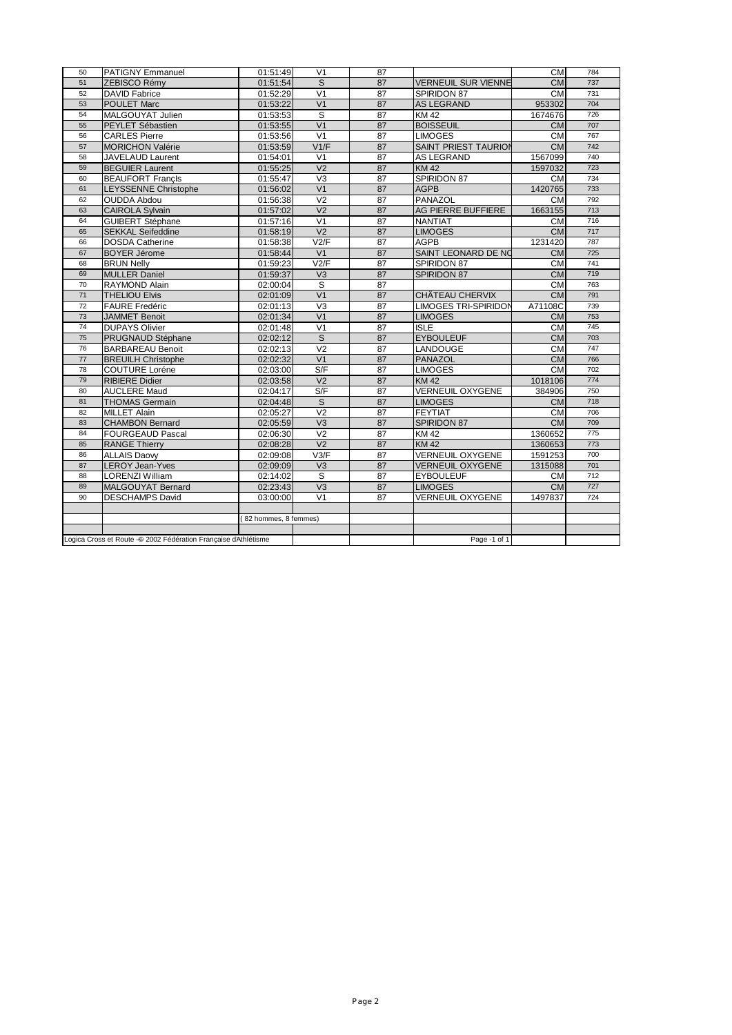| | | | | | | | |
|---|---|---|---|---|---|---|---|
| 50 | PATIGNY Emmanuel | 01:51:49 | V1 | 87 | | CM | 784 |
| 51 | ZEBISCO Rémy | 01:51:54 | S | 87 | VERNEUIL SUR VIENNE | CM | 737 |
| 52 | DAVID Fabrice | 01:52:29 | V1 | 87 | SPIRIDON 87 | CM | 731 |
| 53 | POULET Marc | 01:53:22 | V1 | 87 | AS LEGRAND | 953302 | 704 |
| 54 | MALGOUYAT Julien | 01:53:53 | S | 87 | KM 42 | 1674676 | 726 |
| 55 | PEYLET Sébastien | 01:53:55 | V1 | 87 | BOISSEUIL | CM | 707 |
| 56 | CARLES Pierre | 01:53:56 | V1 | 87 | LIMOGES | CM | 767 |
| 57 | MORICHON Valérie | 01:53:59 | V1/F | 87 | SAINT PRIEST TAURION | CM | 742 |
| 58 | JAVELAUD Laurent | 01:54:01 | V1 | 87 | AS LEGRAND | 1567099 | 740 |
| 59 | BEGUIER Laurent | 01:55:25 | V2 | 87 | KM 42 | 1597032 | 723 |
| 60 | BEAUFORT Françls | 01:55:47 | V3 | 87 | SPIRIDON 87 | CM | 734 |
| 61 | LEYSSENNE Christophe | 01:56:02 | V1 | 87 | AGPB | 1420765 | 733 |
| 62 | OUDDA Abdou | 01:56:38 | V2 | 87 | PANAZOL | CM | 792 |
| 63 | CAIROLA Sylvain | 01:57:02 | V2 | 87 | AG PIERRE BUFFIERE | 1663155 | 713 |
| 64 | GUIBERT Stéphane | 01:57:16 | V1 | 87 | NANTIAT | CM | 716 |
| 65 | SEKKAL Seifeddine | 01:58:19 | V2 | 87 | LIMOGES | CM | 717 |
| 66 | DOSDA Catherine | 01:58:38 | V2/F | 87 | AGPB | 1231420 | 787 |
| 67 | BOYER Jérome | 01:58:44 | V1 | 87 | SAINT LEONARD DE NO | CM | 725 |
| 68 | BRUN Nelly | 01:59:23 | V2/F | 87 | SPIRIDON 87 | CM | 741 |
| 69 | MULLER Daniel | 01:59:37 | V3 | 87 | SPIRIDON 87 | CM | 719 |
| 70 | RAYMOND Alain | 02:00:04 | S | 87 | | CM | 763 |
| 71 | THELIOU Elvis | 02:01:09 | V1 | 87 | CHÂTEAU CHERVIX | CM | 791 |
| 72 | FAURE Fredéric | 02:01:13 | V3 | 87 | LIMOGES TRI-SPIRIDON | A71108C | 739 |
| 73 | JAMMET Benoit | 02:01:34 | V1 | 87 | LIMOGES | CM | 753 |
| 74 | DUPAYS Olivier | 02:01:48 | V1 | 87 | ISLE | CM | 745 |
| 75 | PRUGNAUD Stéphane | 02:02:12 | S | 87 | EYBOULEUF | CM | 703 |
| 76 | BARBAREAU Benoit | 02:02:13 | V2 | 87 | LANDOUGE | CM | 747 |
| 77 | BREUILH Christophe | 02:02:32 | V1 | 87 | PANAZOL | CM | 766 |
| 78 | COUTURE Loréne | 02:03:00 | S/F | 87 | LIMOGES | CM | 702 |
| 79 | RIBIERE Didier | 02:03:58 | V2 | 87 | KM 42 | 1018106 | 774 |
| 80 | AUCLERE Maud | 02:04:17 | S/F | 87 | VERNEUIL OXYGENE | 384906 | 750 |
| 81 | THOMAS Germain | 02:04:48 | S | 87 | LIMOGES | CM | 718 |
| 82 | MILLET Alain | 02:05:27 | V2 | 87 | FEYTIAT | CM | 706 |
| 83 | CHAMBON Bernard | 02:05:59 | V3 | 87 | SPIRIDON 87 | CM | 709 |
| 84 | FOURGEAUD Pascal | 02:06:30 | V2 | 87 | KM 42 | 1360652 | 775 |
| 85 | RANGE Thierry | 02:08:28 | V2 | 87 | KM 42 | 1360653 | 773 |
| 86 | ALLAIS Daovy | 02:09:08 | V3/F | 87 | VERNEUIL OXYGENE | 1591253 | 700 |
| 87 | LEROY Jean-Yves | 02:09:09 | V3 | 87 | VERNEUIL OXYGENE | 1315088 | 701 |
| 88 | LORENZI William | 02:14:02 | S | 87 | EYBOULEUF | CM | 712 |
| 89 | MALGOUYAT Bernard | 02:23:43 | V3 | 87 | LIMOGES | CM | 727 |
| 90 | DESCHAMPS David | 03:00:00 | V1 | 87 | VERNEUIL OXYGENE | 1497837 | 724 |
| | | | | | | | |
| | | ( 82 hommes, 8 femmes) | | | | | |

Logica Cross et Route -© 2002 Fédération Française d'Athlétisme